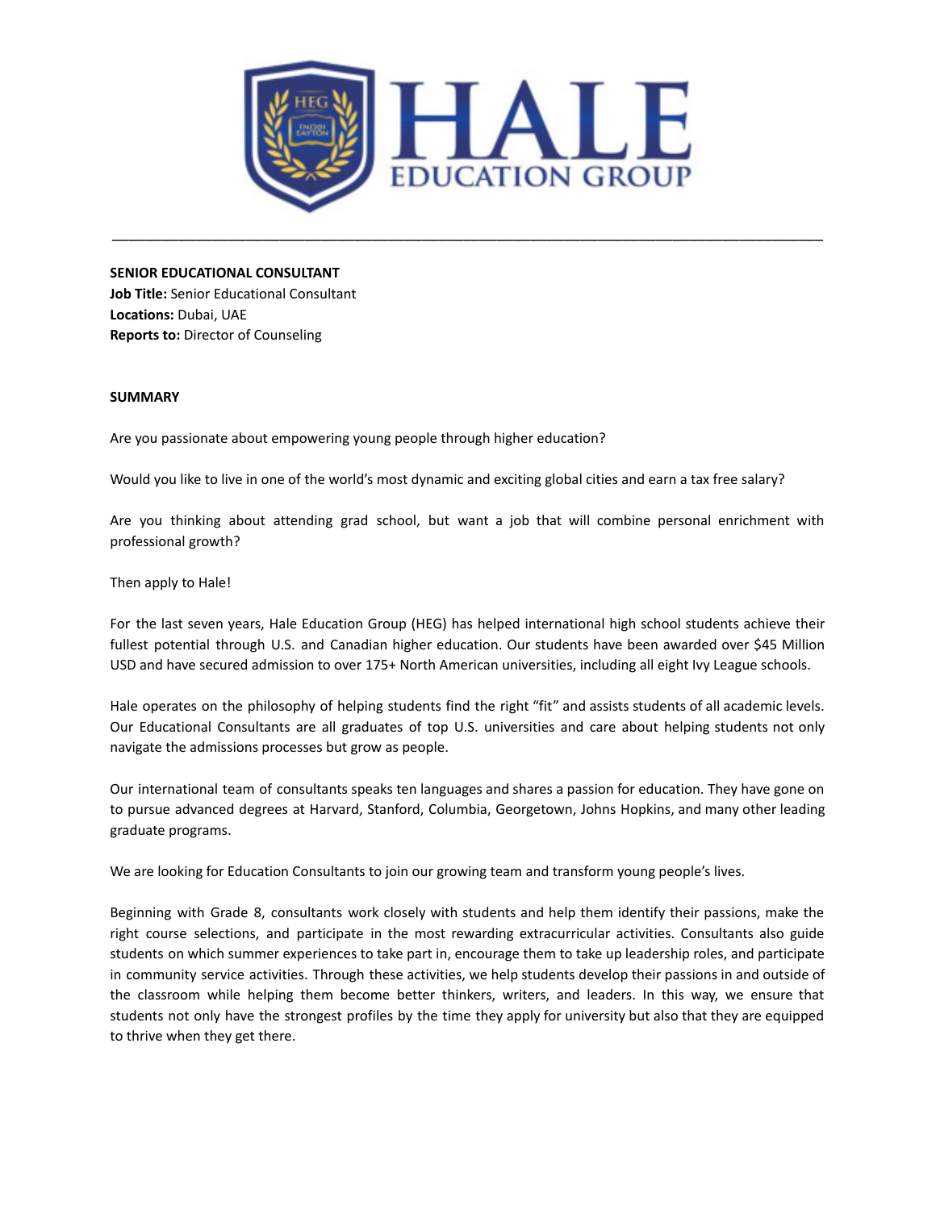**SENIOR EDUCATIONAL CONSULTANT**
**Job Title:** Senior Educational Consultant
**Locations:** Dubai, UAE
**Reports to:** Director of Counseling

**SUMMARY**

Are you passionate about empowering young people through higher education?

Would you like to live in one of the world's most dynamic and exciting global cities and earn a tax free salary?

Are you thinking about attending grad school, but want a job that will combine personal enrichment with professional growth?

Then apply to Hale!

For the last seven years, Hale Education Group (HEG) has helped international high school students achieve their fullest potential through U.S. and Canadian higher education. Our students have been awarded over $45 Million USD and have secured admission to over 175+ North American universities, including all eight Ivy League schools.

Hale operates on the philosophy of helping students find the right "fit" and assists students of all academic levels. Our Educational Consultants are all graduates of top U.S. universities and care about helping students not only navigate the admissions processes but grow as people.

Our international team of consultants speaks ten languages and shares a passion for education. They have gone on to pursue advanced degrees at Harvard, Stanford, Columbia, Georgetown, Johns Hopkins, and many other leading graduate programs.

We are looking for Education Consultants to join our growing team and transform young people's lives.

Beginning with Grade 8, consultants work closely with students and help them identify their passions, make the right course selections, and participate in the most rewarding extracurricular activities. Consultants also guide students on which summer experiences to take part in, encourage them to take up leadership roles, and participate in community service activities. Through these activities, we help students develop their passions in and outside of the classroom while helping them become better thinkers, writers, and leaders. In this way, we ensure that students not only have the strongest profiles by the time they apply for university but also that they are equipped to thrive when they get there.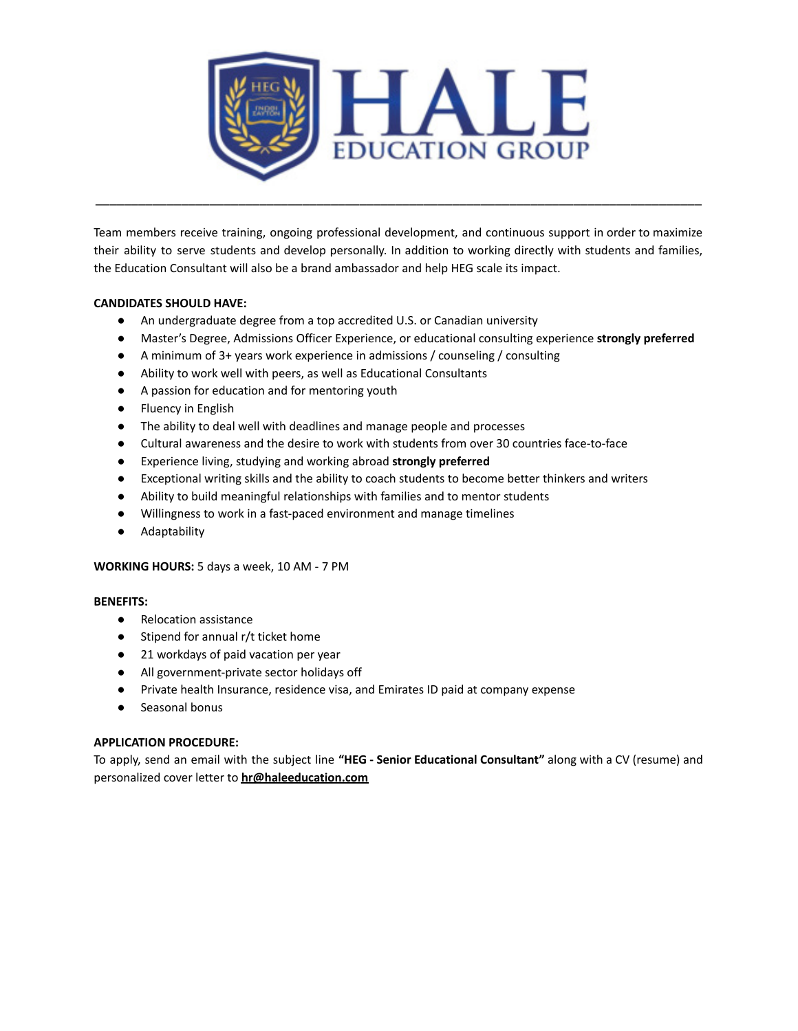Team members receive training, ongoing professional development, and continuous support in order to maximize their ability to serve students and develop personally. In addition to working directly with students and families, the Education Consultant will also be a brand ambassador and help HEG scale its impact.

**CANDIDATES SHOULD HAVE:**

- An undergraduate degree from a top accredited U.S. or Canadian university
- Master's Degree, Admissions Officer Experience, or educational consulting experience **strongly preferred**
- A minimum of 3+ years work experience in admissions / counseling / consulting
- Ability to work well with peers, as well as Educational Consultants
- A passion for education and for mentoring youth
- Fluency in English
- The ability to deal well with deadlines and manage people and processes
- Cultural awareness and the desire to work with students from over 30 countries face-to-face
- Experience living, studying and working abroad **strongly preferred**
- Exceptional writing skills and the ability to coach students to become better thinkers and writers
- Ability to build meaningful relationships with families and to mentor students
- Willingness to work in a fast-paced environment and manage timelines
- Adaptability

**WORKING HOURS:** 5 days a week, 10 AM - 7 PM

**BENEFITS:**

- Relocation assistance
- Stipend for annual r/t ticket home
- 21 workdays of paid vacation per year
- All government-private sector holidays off
- Private health Insurance, residence visa, and Emirates ID paid at company expense
- Seasonal bonus

**APPLICATION PROCEDURE:**

To apply, send an email with the subject line **"HEG - Senior Educational Consultant"** along with a CV (resume) and personalized cover letter to **hr@haleeducation.com**